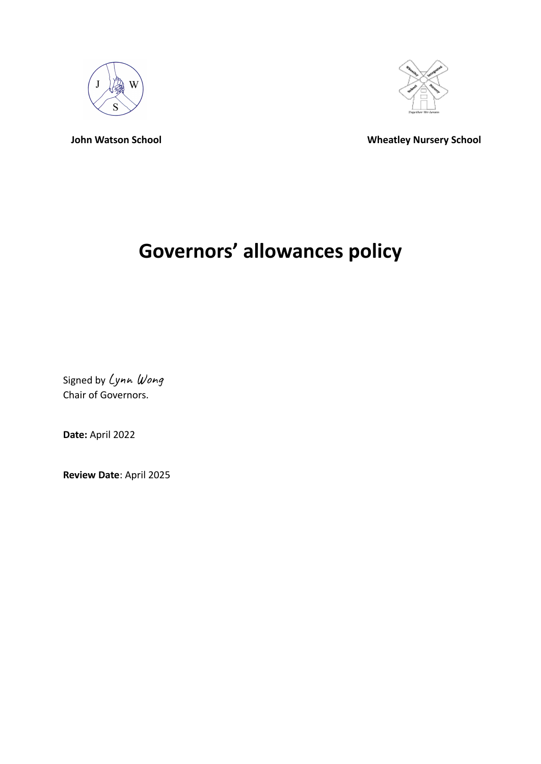**John Watson School** **Wheatley Nursery School**

# Governors' allowances policy

Signed by Lynn Wong
Chair of Governors.

**Date:** April 2022

**Review Date**: April 2025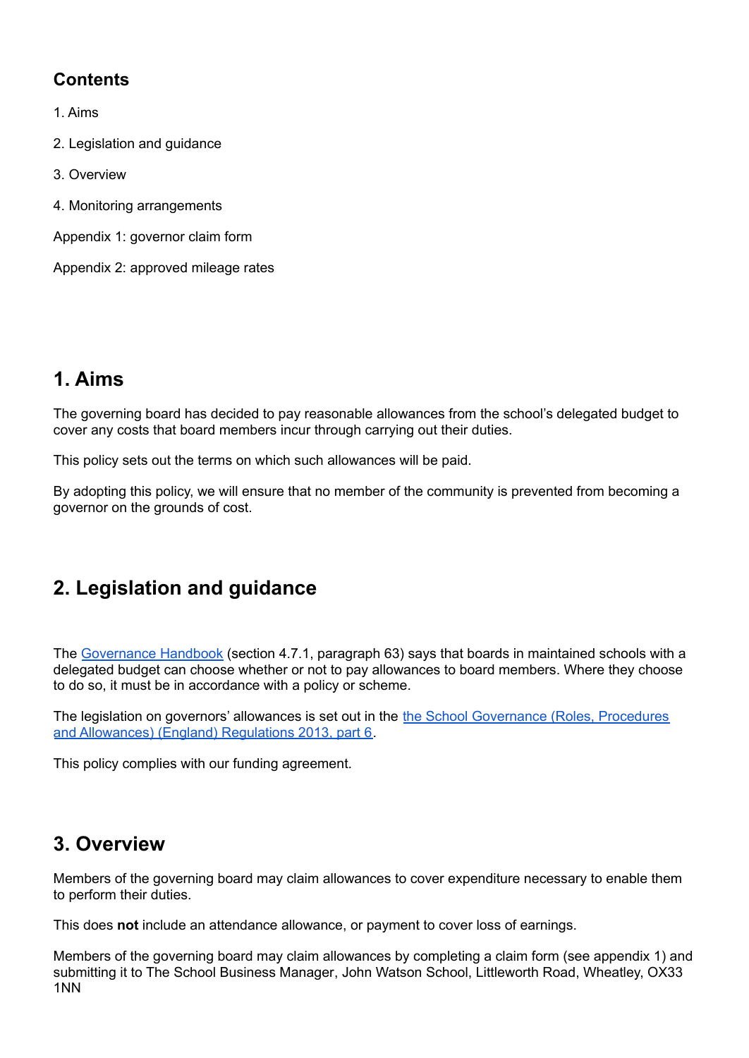## Contents

1. Aims

2. Legislation and guidance

3. Overview

4. Monitoring arrangements

Appendix 1: governor claim form

Appendix 2: approved mileage rates

## 1. Aims

The governing board has decided to pay reasonable allowances from the school's delegated budget to cover any costs that board members incur through carrying out their duties.

This policy sets out the terms on which such allowances will be paid.

By adopting this policy, we will ensure that no member of the community is prevented from becoming a governor on the grounds of cost.

## 2. Legislation and guidance

The Governance Handbook (section 4.7.1, paragraph 63) says that boards in maintained schools with a delegated budget can choose whether or not to pay allowances to board members. Where they choose to do so, it must be in accordance with a policy or scheme.

The legislation on governors' allowances is set out in the the School Governance (Roles, Procedures and Allowances) (England) Regulations 2013, part 6.

This policy complies with our funding agreement.

## 3. Overview

Members of the governing board may claim allowances to cover expenditure necessary to enable them to perform their duties.

This does **not** include an attendance allowance, or payment to cover loss of earnings.

Members of the governing board may claim allowances by completing a claim form (see appendix 1) and submitting it to The School Business Manager, John Watson School, Littleworth Road, Wheatley, OX33 1NN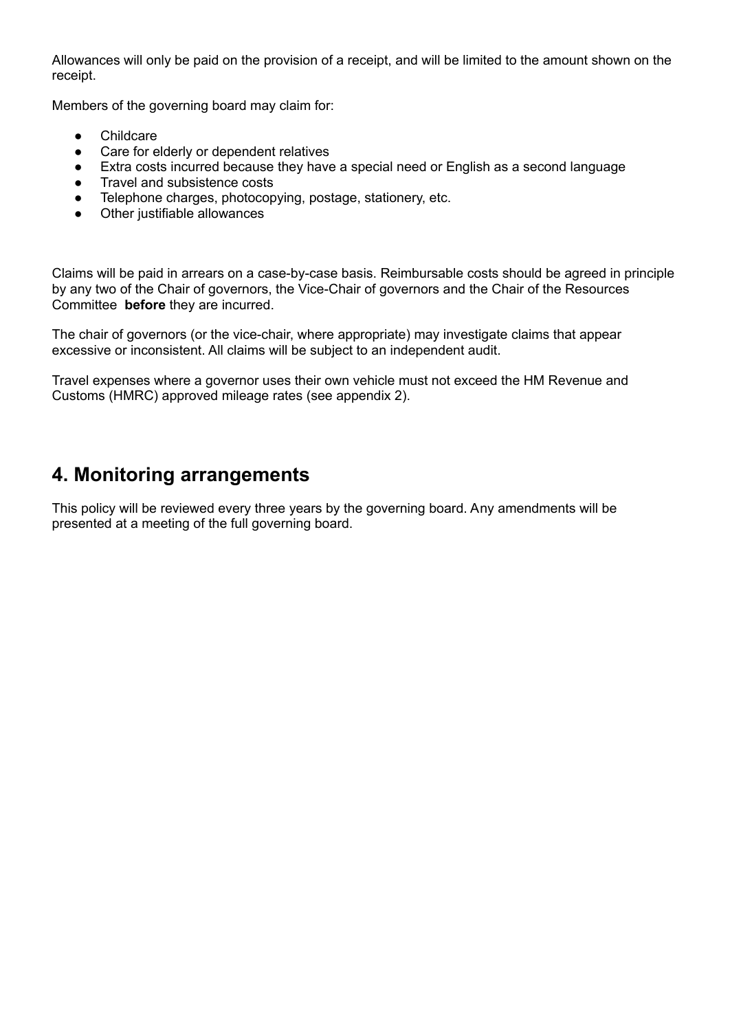Allowances will only be paid on the provision of a receipt, and will be limited to the amount shown on the receipt.

Members of the governing board may claim for:

- Childcare
- Care for elderly or dependent relatives
- Extra costs incurred because they have a special need or English as a second language
- Travel and subsistence costs
- Telephone charges, photocopying, postage, stationery, etc.
- Other justifiable allowances

Claims will be paid in arrears on a case-by-case basis. Reimbursable costs should be agreed in principle by any two of the Chair of governors, the Vice-Chair of governors and the Chair of the Resources Committee **before** they are incurred.

The chair of governors (or the vice-chair, where appropriate) may investigate claims that appear excessive or inconsistent. All claims will be subject to an independent audit.

Travel expenses where a governor uses their own vehicle must not exceed the HM Revenue and Customs (HMRC) approved mileage rates (see appendix 2).

## 4. Monitoring arrangements

This policy will be reviewed every three years by the governing board. Any amendments will be presented at a meeting of the full governing board.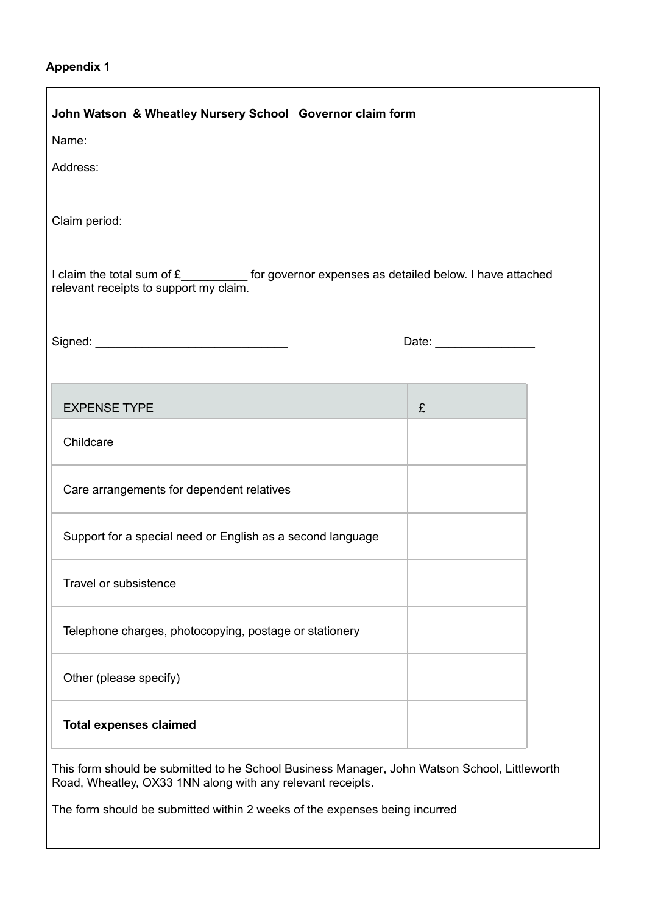**Appendix 1**

**John Watson & Wheatley Nursery School Governor claim form**

Name:

Address:

Claim period:

I claim the total sum of £__________ for governor expenses as detailed below. I have attached relevant receipts to support my claim.

Signed: ____________________________ Date: _______________

| EXPENSE TYPE | £ |
|---|---|
| Childcare | |
| Care arrangements for dependent relatives | |
| Support for a special need or English as a second language | |
| Travel or subsistence | |
| Telephone charges, photocopying, postage or stationery | |
| Other (please specify) | |
| **Total expenses claimed** | |

This form should be submitted to he School Business Manager, John Watson School, Littleworth Road, Wheatley, OX33 1NN along with any relevant receipts.

The form should be submitted within 2 weeks of the expenses being incurred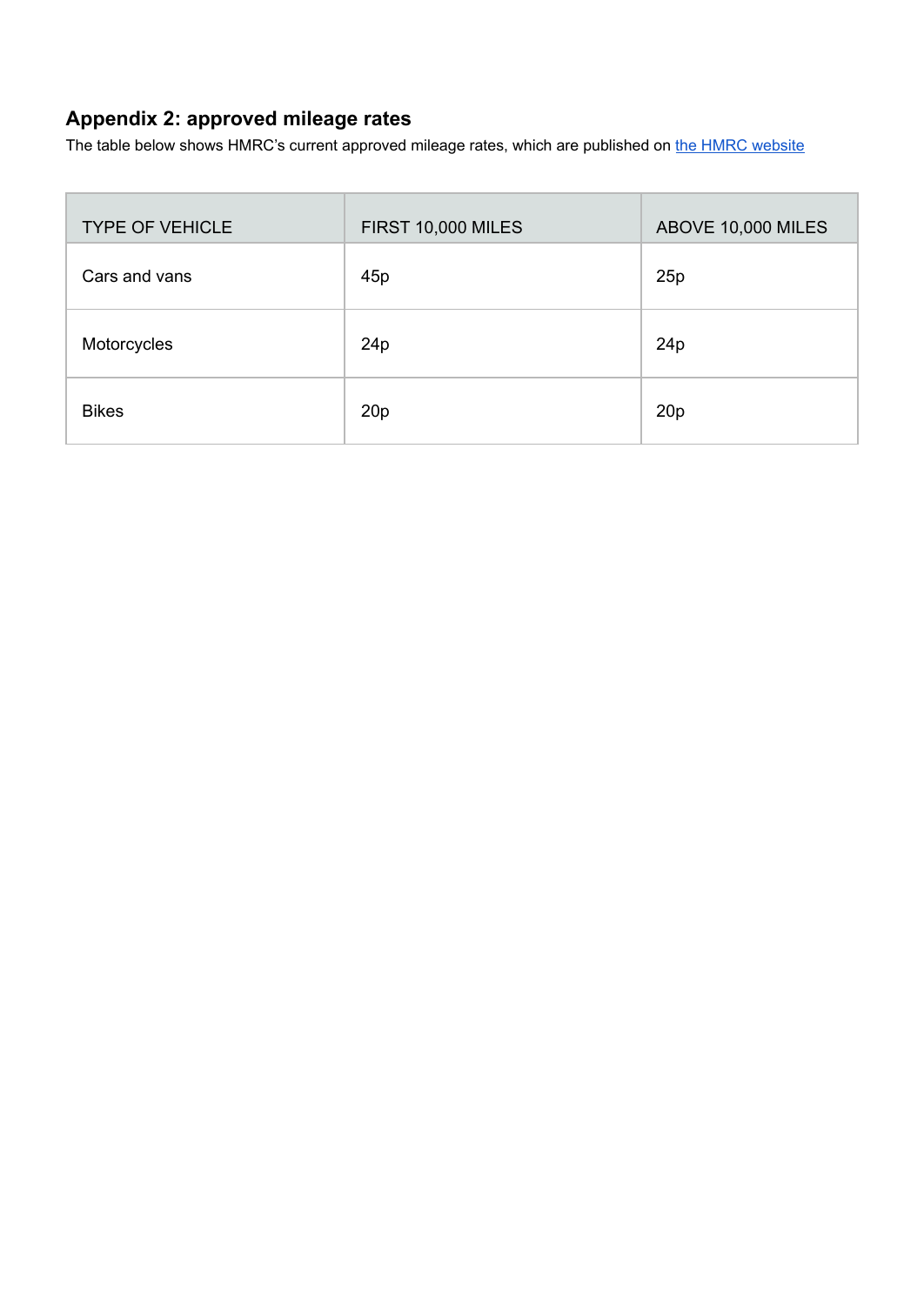## Appendix 2: approved mileage rates

The table below shows HMRC's current approved mileage rates, which are published on the HMRC website

| TYPE OF VEHICLE | FIRST 10,000 MILES | ABOVE 10,000 MILES |
|---|---|---|
| Cars and vans | 45p | 25p |
| Motorcycles | 24p | 24p |
| Bikes | 20p | 20p |